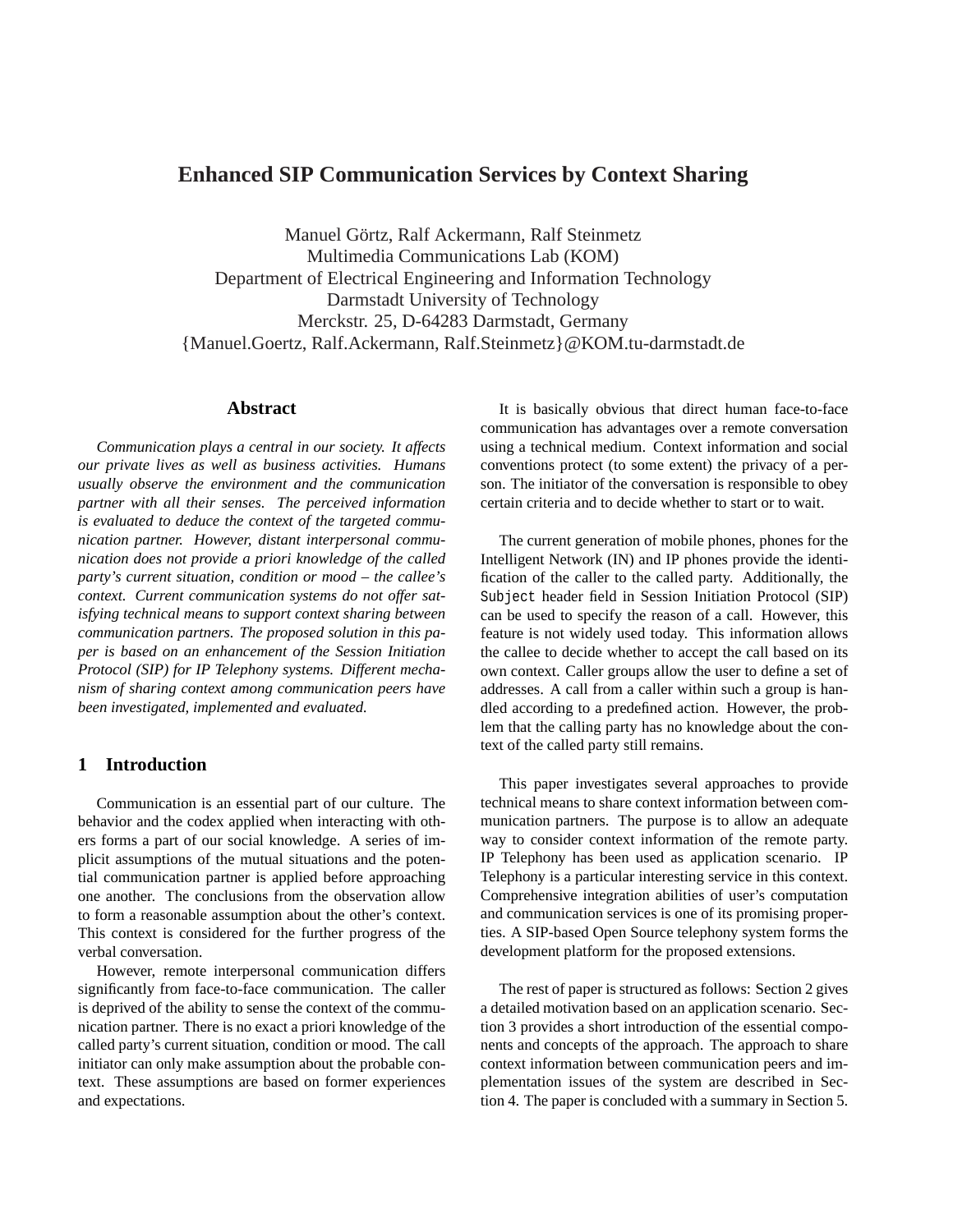# Enhanced SIP Communication Services by Context Sharing

Manuel Görtz, Ralf Ackermann, Ralf Steinmetz
Multimedia Communications Lab (KOM)
Department of Electrical Engineering and Information Technology
Darmstadt University of Technology
Merckstr. 25, D-64283 Darmstadt, Germany
{Manuel.Goertz, Ralf.Ackermann, Ralf.Steinmetz}@KOM.tu-darmstadt.de

## Abstract

*Communication plays a central in our society. It affects our private lives as well as business activities. Humans usually observe the environment and the communication partner with all their senses. The perceived information is evaluated to deduce the context of the targeted communication partner. However, distant interpersonal communication does not provide a priori knowledge of the called party's current situation, condition or mood – the callee's context. Current communication systems do not offer satisfying technical means to support context sharing between communication partners. The proposed solution in this paper is based on an enhancement of the Session Initiation Protocol (SIP) for IP Telephony systems. Different mechanism of sharing context among communication peers have been investigated, implemented and evaluated.*

## 1 Introduction

Communication is an essential part of our culture. The behavior and the codex applied when interacting with others forms a part of our social knowledge. A series of implicit assumptions of the mutual situations and the potential communication partner is applied before approaching one another. The conclusions from the observation allow to form a reasonable assumption about the other's context. This context is considered for the further progress of the verbal conversation.

However, remote interpersonal communication differs significantly from face-to-face communication. The caller is deprived of the ability to sense the context of the communication partner. There is no exact a priori knowledge of the called party's current situation, condition or mood. The call initiator can only make assumption about the probable context. These assumptions are based on former experiences and expectations.

It is basically obvious that direct human face-to-face communication has advantages over a remote conversation using a technical medium. Context information and social conventions protect (to some extent) the privacy of a person. The initiator of the conversation is responsible to obey certain criteria and to decide whether to start or to wait.

The current generation of mobile phones, phones for the Intelligent Network (IN) and IP phones provide the identification of the caller to the called party. Additionally, the `Subject` header field in Session Initiation Protocol (SIP) can be used to specify the reason of a call. However, this feature is not widely used today. This information allows the callee to decide whether to accept the call based on its own context. Caller groups allow the user to define a set of addresses. A call from a caller within such a group is handled according to a predefined action. However, the problem that the calling party has no knowledge about the context of the called party still remains.

This paper investigates several approaches to provide technical means to share context information between communication partners. The purpose is to allow an adequate way to consider context information of the remote party. IP Telephony has been used as application scenario. IP Telephony is a particular interesting service in this context. Comprehensive integration abilities of user's computation and communication services is one of its promising properties. A SIP-based Open Source telephony system forms the development platform for the proposed extensions.

The rest of paper is structured as follows: Section 2 gives a detailed motivation based on an application scenario. Section 3 provides a short introduction of the essential components and concepts of the approach. The approach to share context information between communication peers and implementation issues of the system are described in Section 4. The paper is concluded with a summary in Section 5.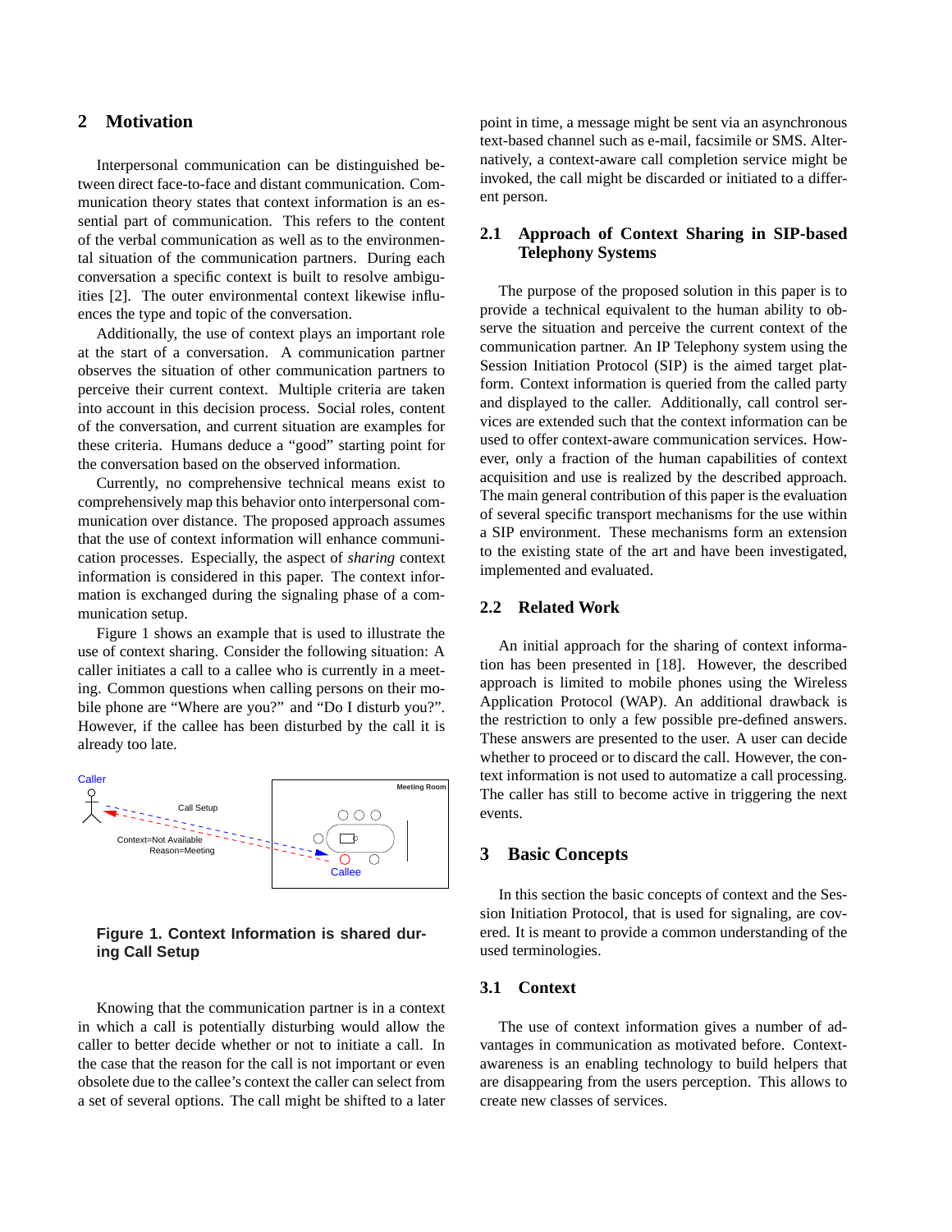## 2 Motivation

Interpersonal communication can be distinguished between direct face-to-face and distant communication. Communication theory states that context information is an essential part of communication. This refers to the content of the verbal communication as well as to the environmental situation of the communication partners. During each conversation a specific context is built to resolve ambiguities [2]. The outer environmental context likewise influences the type and topic of the conversation.

Additionally, the use of context plays an important role at the start of a conversation. A communication partner observes the situation of other communication partners to perceive their current context. Multiple criteria are taken into account in this decision process. Social roles, content of the conversation, and current situation are examples for these criteria. Humans deduce a "good" starting point for the conversation based on the observed information.

Currently, no comprehensive technical means exist to comprehensively map this behavior onto interpersonal communication over distance. The proposed approach assumes that the use of context information will enhance communication processes. Especially, the aspect of *sharing* context information is considered in this paper. The context information is exchanged during the signaling phase of a communication setup.

Figure 1 shows an example that is used to illustrate the use of context sharing. Consider the following situation: A caller initiates a call to a callee who is currently in a meeting. Common questions when calling persons on their mobile phone are "Where are you?" and "Do I disturb you?". However, if the callee has been disturbed by the call it is already too late.

**Figure 1. Context Information is shared during Call Setup**

Knowing that the communication partner is in a context in which a call is potentially disturbing would allow the caller to better decide whether or not to initiate a call. In the case that the reason for the call is not important or even obsolete due to the callee's context the caller can select from a set of several options. The call might be shifted to a later point in time, a message might be sent via an asynchronous text-based channel such as e-mail, facsimile or SMS. Alternatively, a context-aware call completion service might be invoked, the call might be discarded or initiated to a different person.

### 2.1 Approach of Context Sharing in SIP-based Telephony Systems

The purpose of the proposed solution in this paper is to provide a technical equivalent to the human ability to observe the situation and perceive the current context of the communication partner. An IP Telephony system using the Session Initiation Protocol (SIP) is the aimed target platform. Context information is queried from the called party and displayed to the caller. Additionally, call control services are extended such that the context information can be used to offer context-aware communication services. However, only a fraction of the human capabilities of context acquisition and use is realized by the described approach. The main general contribution of this paper is the evaluation of several specific transport mechanisms for the use within a SIP environment. These mechanisms form an extension to the existing state of the art and have been investigated, implemented and evaluated.

### 2.2 Related Work

An initial approach for the sharing of context information has been presented in [18]. However, the described approach is limited to mobile phones using the Wireless Application Protocol (WAP). An additional drawback is the restriction to only a few possible pre-defined answers. These answers are presented to the user. A user can decide whether to proceed or to discard the call. However, the context information is not used to automatize a call processing. The caller has still to become active in triggering the next events.

## 3 Basic Concepts

In this section the basic concepts of context and the Session Initiation Protocol, that is used for signaling, are covered. It is meant to provide a common understanding of the used terminologies.

### 3.1 Context

The use of context information gives a number of advantages in communication as motivated before. Context-awareness is an enabling technology to build helpers that are disappearing from the users perception. This allows to create new classes of services.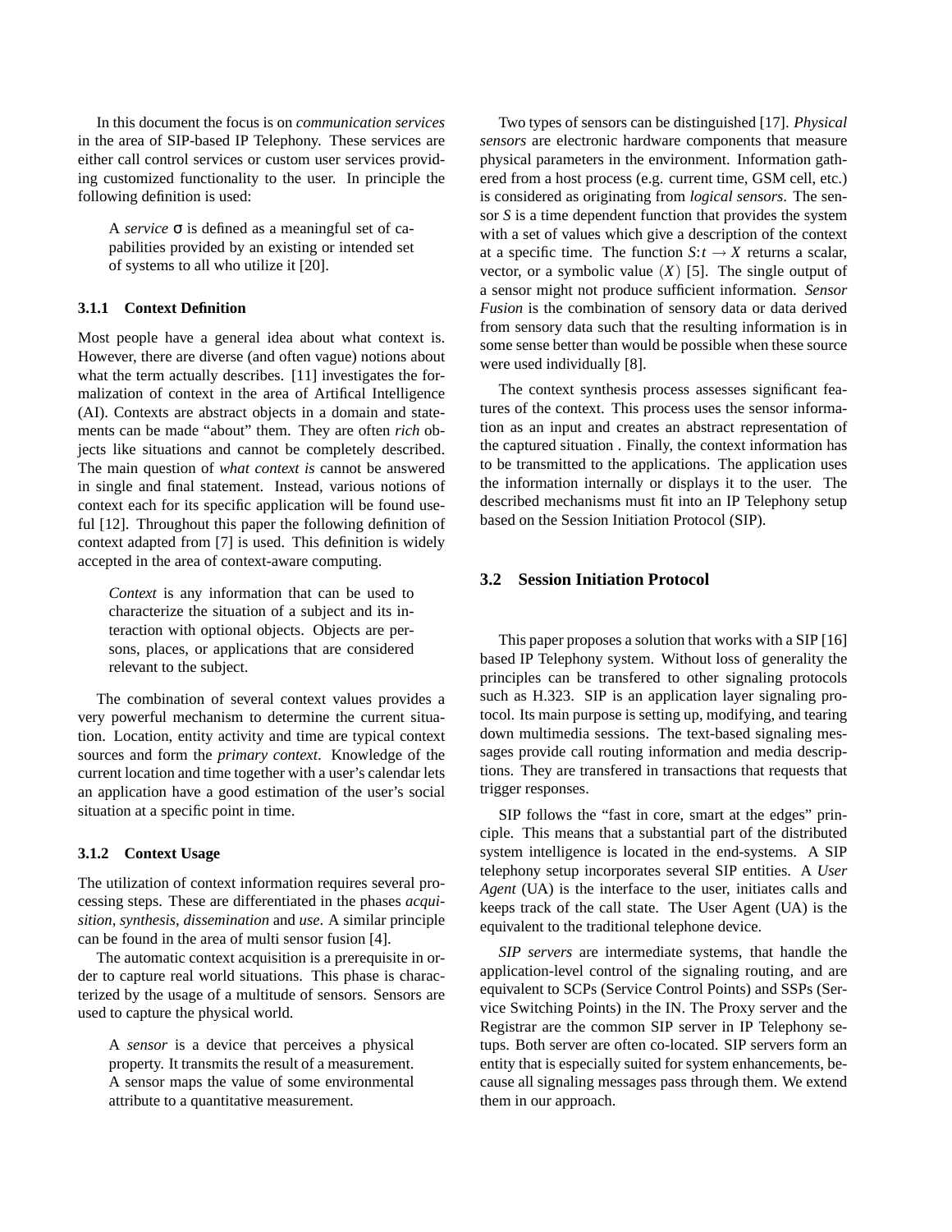In this document the focus is on *communication services* in the area of SIP-based IP Telephony. These services are either call control services or custom user services providing customized functionality to the user. In principle the following definition is used:

> A *service* $\sigma$ is defined as a meaningful set of capabilities provided by an existing or intended set of systems to all who utilize it [20].

#### 3.1.1 Context Definition

Most people have a general idea about what context is. However, there are diverse (and often vague) notions about what the term actually describes. [11] investigates the formalization of context in the area of Artifical Intelligence (AI). Contexts are abstract objects in a domain and statements can be made "about" them. They are often *rich* objects like situations and cannot be completely described. The main question of *what context is* cannot be answered in single and final statement. Instead, various notions of context each for its specific application will be found useful [12]. Throughout this paper the following definition of context adapted from [7] is used. This definition is widely accepted in the area of context-aware computing.

> *Context* is any information that can be used to characterize the situation of a subject and its interaction with optional objects. Objects are persons, places, or applications that are considered relevant to the subject.

The combination of several context values provides a very powerful mechanism to determine the current situation. Location, entity activity and time are typical context sources and form the *primary context*. Knowledge of the current location and time together with a user's calendar lets an application have a good estimation of the user's social situation at a specific point in time.

#### 3.1.2 Context Usage

The utilization of context information requires several processing steps. These are differentiated in the phases *acquisition*, *synthesis*, *dissemination* and *use*. A similar principle can be found in the area of multi sensor fusion [4].

The automatic context acquisition is a prerequisite in order to capture real world situations. This phase is characterized by the usage of a multitude of sensors. Sensors are used to capture the physical world.

> A *sensor* is a device that perceives a physical property. It transmits the result of a measurement. A sensor maps the value of some environmental attribute to a quantitative measurement.

Two types of sensors can be distinguished [17]. *Physical sensors* are electronic hardware components that measure physical parameters in the environment. Information gathered from a host process (e.g. current time, GSM cell, etc.) is considered as originating from *logical sensors*. The sensor $S$ is a time dependent function that provides the system with a set of values which give a description of the context at a specific time. The function $S\!:t \rightarrow X$ returns a scalar, vector, or a symbolic value $(X)$ [5]. The single output of a sensor might not produce sufficient information. *Sensor Fusion* is the combination of sensory data or data derived from sensory data such that the resulting information is in some sense better than would be possible when these source were used individually [8].

The context synthesis process assesses significant features of the context. This process uses the sensor information as an input and creates an abstract representation of the captured situation . Finally, the context information has to be transmitted to the applications. The application uses the information internally or displays it to the user. The described mechanisms must fit into an IP Telephony setup based on the Session Initiation Protocol (SIP).

### 3.2 Session Initiation Protocol

This paper proposes a solution that works with a SIP [16] based IP Telephony system. Without loss of generality the principles can be transfered to other signaling protocols such as H.323. SIP is an application layer signaling protocol. Its main purpose is setting up, modifying, and tearing down multimedia sessions. The text-based signaling messages provide call routing information and media descriptions. They are transfered in transactions that requests that trigger responses.

SIP follows the "fast in core, smart at the edges" principle. This means that a substantial part of the distributed system intelligence is located in the end-systems. A SIP telephony setup incorporates several SIP entities. A *User Agent* (UA) is the interface to the user, initiates calls and keeps track of the call state. The User Agent (UA) is the equivalent to the traditional telephone device.

*SIP servers* are intermediate systems, that handle the application-level control of the signaling routing, and are equivalent to SCPs (Service Control Points) and SSPs (Service Switching Points) in the IN. The Proxy server and the Registrar are the common SIP server in IP Telephony setups. Both server are often co-located. SIP servers form an entity that is especially suited for system enhancements, because all signaling messages pass through them. We extend them in our approach.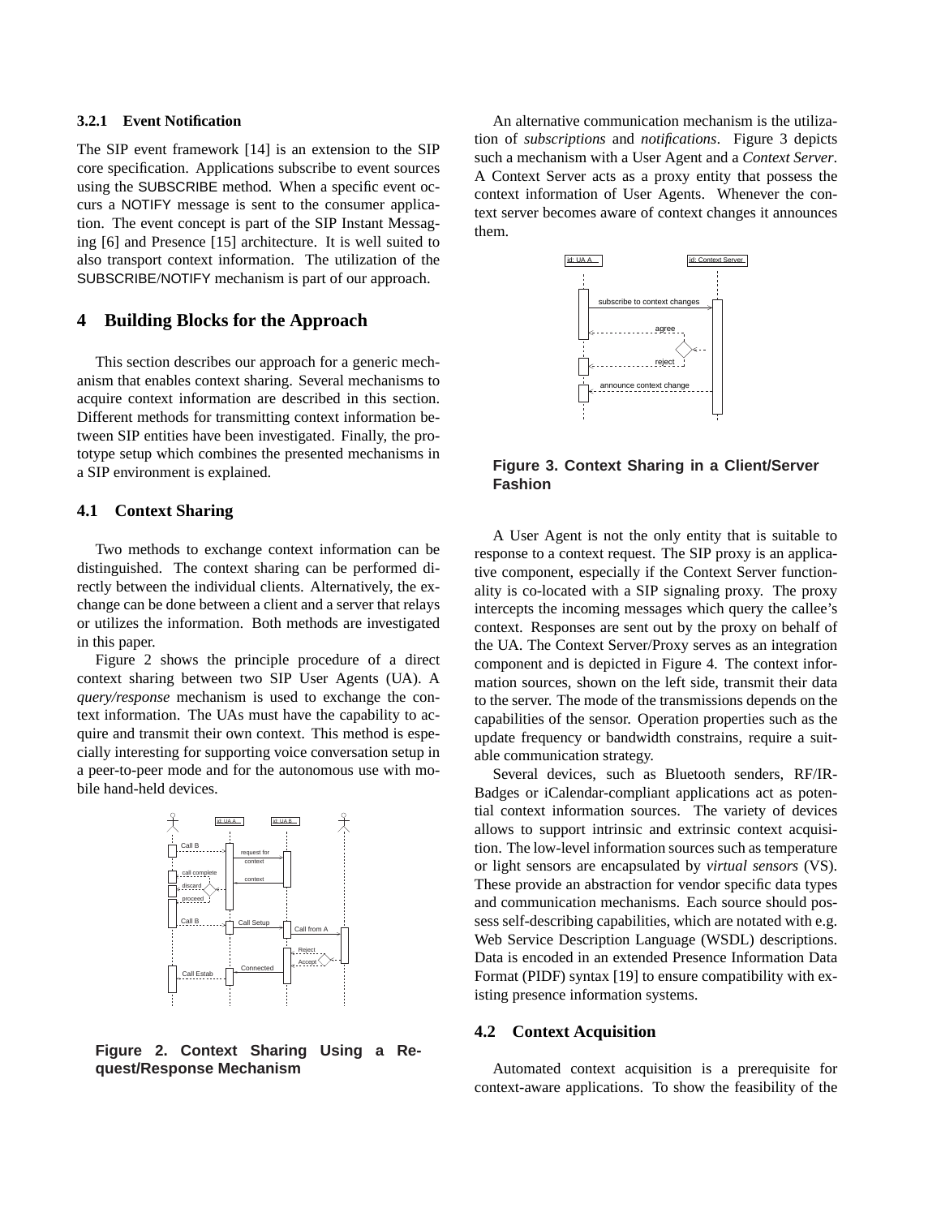#### 3.2.1 Event Notification

The SIP event framework [14] is an extension to the SIP core specification. Applications subscribe to event sources using the SUBSCRIBE method. When a specific event occurs a NOTIFY message is sent to the consumer application. The event concept is part of the SIP Instant Messaging [6] and Presence [15] architecture. It is well suited to also transport context information. The utilization of the SUBSCRIBE/NOTIFY mechanism is part of our approach.

## 4 Building Blocks for the Approach

This section describes our approach for a generic mechanism that enables context sharing. Several mechanisms to acquire context information are described in this section. Different methods for transmitting context information between SIP entities have been investigated. Finally, the prototype setup which combines the presented mechanisms in a SIP environment is explained.

### 4.1 Context Sharing

Two methods to exchange context information can be distinguished. The context sharing can be performed directly between the individual clients. Alternatively, the exchange can be done between a client and a server that relays or utilizes the information. Both methods are investigated in this paper.

Figure 2 shows the principle procedure of a direct context sharing between two SIP User Agents (UA). A *query/response* mechanism is used to exchange the context information. The UAs must have the capability to acquire and transmit their own context. This method is especially interesting for supporting voice conversation setup in a peer-to-peer mode and for the autonomous use with mobile hand-held devices.

**Figure 2. Context Sharing Using a Request/Response Mechanism**

An alternative communication mechanism is the utilization of *subscriptions* and *notifications*. Figure 3 depicts such a mechanism with a User Agent and a *Context Server*. A Context Server acts as a proxy entity that possess the context information of User Agents. Whenever the context server becomes aware of context changes it announces them.

**Figure 3. Context Sharing in a Client/Server Fashion**

A User Agent is not the only entity that is suitable to response to a context request. The SIP proxy is an applicative component, especially if the Context Server functionality is co-located with a SIP signaling proxy. The proxy intercepts the incoming messages which query the callee's context. Responses are sent out by the proxy on behalf of the UA. The Context Server/Proxy serves as an integration component and is depicted in Figure 4. The context information sources, shown on the left side, transmit their data to the server. The mode of the transmissions depends on the capabilities of the sensor. Operation properties such as the update frequency or bandwidth constrains, require a suitable communication strategy.

Several devices, such as Bluetooth senders, RF/IR-Badges or iCalendar-compliant applications act as potential context information sources. The variety of devices allows to support intrinsic and extrinsic context acquisition. The low-level information sources such as temperature or light sensors are encapsulated by *virtual sensors* (VS). These provide an abstraction for vendor specific data types and communication mechanisms. Each source should possess self-describing capabilities, which are notated with e.g. Web Service Description Language (WSDL) descriptions. Data is encoded in an extended Presence Information Data Format (PIDF) syntax [19] to ensure compatibility with existing presence information systems.

### 4.2 Context Acquisition

Automated context acquisition is a prerequisite for context-aware applications. To show the feasibility of the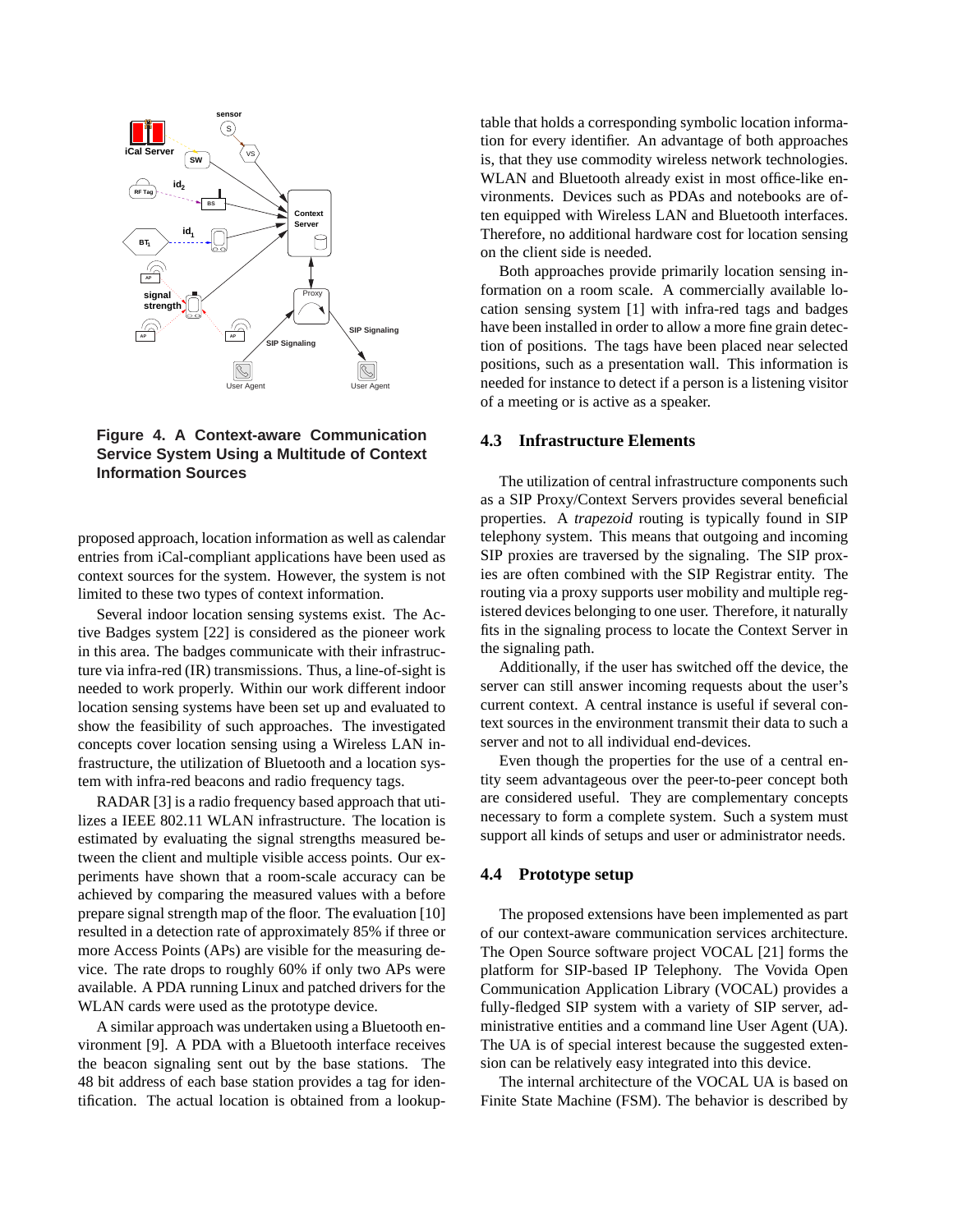**Figure 4. A Context-aware Communication Service System Using a Multitude of Context Information Sources**

proposed approach, location information as well as calendar entries from iCal-compliant applications have been used as context sources for the system. However, the system is not limited to these two types of context information.

Several indoor location sensing systems exist. The Active Badges system [22] is considered as the pioneer work in this area. The badges communicate with their infrastructure via infra-red (IR) transmissions. Thus, a line-of-sight is needed to work properly. Within our work different indoor location sensing systems have been set up and evaluated to show the feasibility of such approaches. The investigated concepts cover location sensing using a Wireless LAN infrastructure, the utilization of Bluetooth and a location system with infra-red beacons and radio frequency tags.

RADAR [3] is a radio frequency based approach that utilizes a IEEE 802.11 WLAN infrastructure. The location is estimated by evaluating the signal strengths measured between the client and multiple visible access points. Our experiments have shown that a room-scale accuracy can be achieved by comparing the measured values with a before prepare signal strength map of the floor. The evaluation [10] resulted in a detection rate of approximately 85% if three or more Access Points (APs) are visible for the measuring device. The rate drops to roughly 60% if only two APs were available. A PDA running Linux and patched drivers for the WLAN cards were used as the prototype device.

A similar approach was undertaken using a Bluetooth environment [9]. A PDA with a Bluetooth interface receives the beacon signaling sent out by the base stations. The 48 bit address of each base station provides a tag for identification. The actual location is obtained from a lookup-table that holds a corresponding symbolic location information for every identifier. An advantage of both approaches is, that they use commodity wireless network technologies. WLAN and Bluetooth already exist in most office-like environments. Devices such as PDAs and notebooks are often equipped with Wireless LAN and Bluetooth interfaces. Therefore, no additional hardware cost for location sensing on the client side is needed.

Both approaches provide primarily location sensing information on a room scale. A commercially available location sensing system [1] with infra-red tags and badges have been installed in order to allow a more fine grain detection of positions. The tags have been placed near selected positions, such as a presentation wall. This information is needed for instance to detect if a person is a listening visitor of a meeting or is active as a speaker.

## 4.3 Infrastructure Elements

The utilization of central infrastructure components such as a SIP Proxy/Context Servers provides several beneficial properties. A *trapezoid* routing is typically found in SIP telephony system. This means that outgoing and incoming SIP proxies are traversed by the signaling. The SIP proxies are often combined with the SIP Registrar entity. The routing via a proxy supports user mobility and multiple registered devices belonging to one user. Therefore, it naturally fits in the signaling process to locate the Context Server in the signaling path.

Additionally, if the user has switched off the device, the server can still answer incoming requests about the user's current context. A central instance is useful if several context sources in the environment transmit their data to such a server and not to all individual end-devices.

Even though the properties for the use of a central entity seem advantageous over the peer-to-peer concept both are considered useful. They are complementary concepts necessary to form a complete system. Such a system must support all kinds of setups and user or administrator needs.

## 4.4 Prototype setup

The proposed extensions have been implemented as part of our context-aware communication services architecture. The Open Source software project VOCAL [21] forms the platform for SIP-based IP Telephony. The Vovida Open Communication Application Library (VOCAL) provides a fully-fledged SIP system with a variety of SIP server, administrative entities and a command line User Agent (UA). The UA is of special interest because the suggested extension can be relatively easy integrated into this device.

The internal architecture of the VOCAL UA is based on Finite State Machine (FSM). The behavior is described by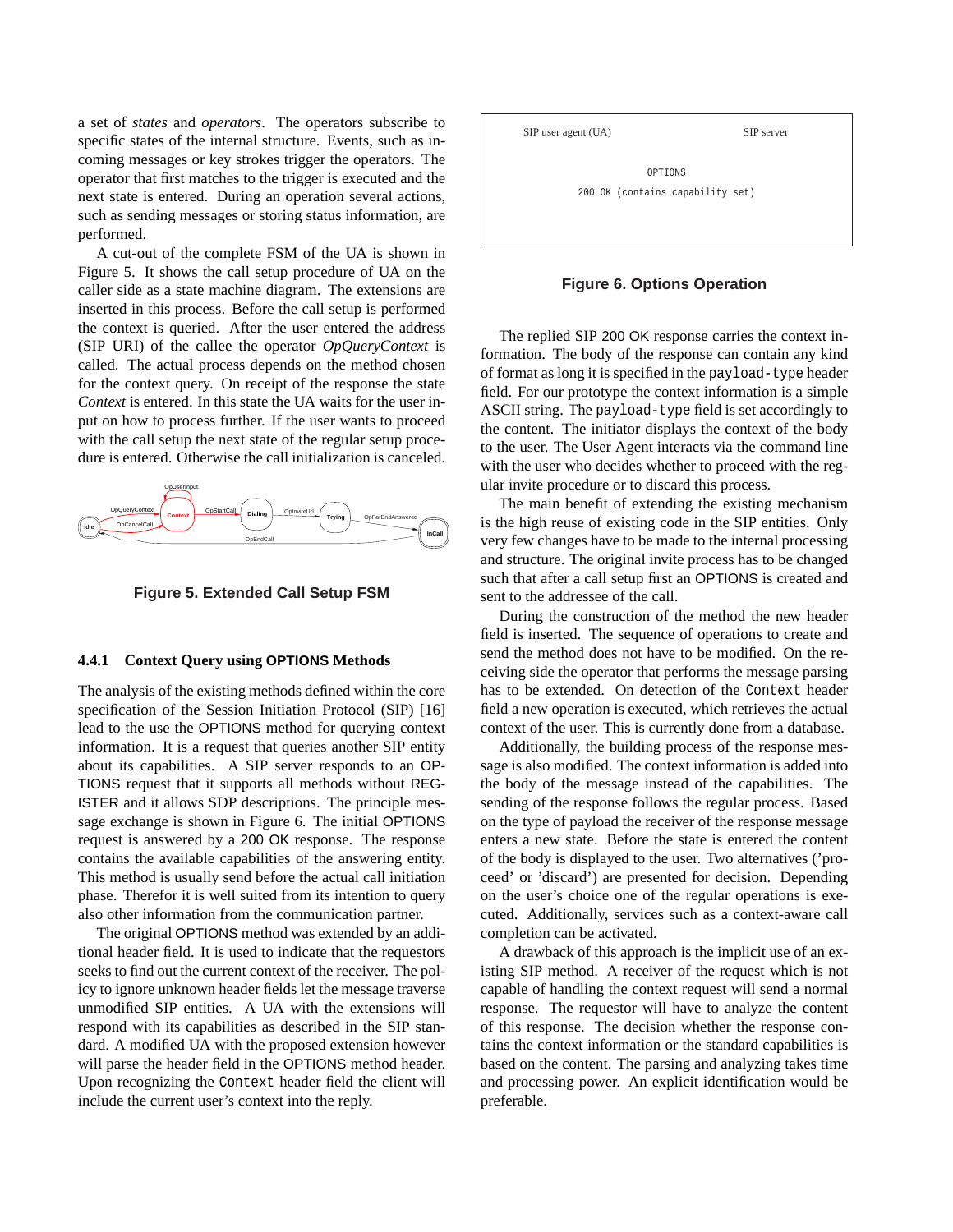a set of *states* and *operators*. The operators subscribe to specific states of the internal structure. Events, such as incoming messages or key strokes trigger the operators. The operator that first matches to the trigger is executed and the next state is entered. During an operation several actions, such as sending messages or storing status information, are performed.

A cut-out of the complete FSM of the UA is shown in Figure 5. It shows the call setup procedure of UA on the caller side as a state machine diagram. The extensions are inserted in this process. Before the call setup is performed the context is queried. After the user entered the address (SIP URI) of the callee the operator *OpQueryContext* is called. The actual process depends on the method chosen for the context query. On receipt of the response the state *Context* is entered. In this state the UA waits for the user input on how to process further. If the user wants to proceed with the call setup the next state of the regular setup procedure is entered. Otherwise the call initialization is canceled.

**Figure 5. Extended Call Setup FSM**

#### 4.4.1 Context Query using OPTIONS Methods

The analysis of the existing methods defined within the core specification of the Session Initiation Protocol (SIP) [16] lead to the use the OPTIONS method for querying context information. It is a request that queries another SIP entity about its capabilities. A SIP server responds to an OPTIONS request that it supports all methods without REGISTER and it allows SDP descriptions. The principle message exchange is shown in Figure 6. The initial OPTIONS request is answered by a 200 OK response. The response contains the available capabilities of the answering entity. This method is usually send before the actual call initiation phase. Therefor it is well suited from its intention to query also other information from the communication partner.

The original OPTIONS method was extended by an additional header field. It is used to indicate that the requestors seeks to find out the current context of the receiver. The policy to ignore unknown header fields let the message traverse unmodified SIP entities. A UA with the extensions will respond with its capabilities as described in the SIP standard. A modified UA with the proposed extension however will parse the header field in the OPTIONS method header. Upon recognizing the `Context` header field the client will include the current user's context into the reply.

**Figure 6. Options Operation**

The replied SIP 200 OK response carries the context information. The body of the response can contain any kind of format as long it is specified in the `payload-type` header field. For our prototype the context information is a simple ASCII string. The `payload-type` field is set accordingly to the content. The initiator displays the context of the body to the user. The User Agent interacts via the command line with the user who decides whether to proceed with the regular invite procedure or to discard this process.

The main benefit of extending the existing mechanism is the high reuse of existing code in the SIP entities. Only very few changes have to be made to the internal processing and structure. The original invite process has to be changed such that after a call setup first an OPTIONS is created and sent to the addressee of the call.

During the construction of the method the new header field is inserted. The sequence of operations to create and send the method does not have to be modified. On the receiving side the operator that performs the message parsing has to be extended. On detection of the `Context` header field a new operation is executed, which retrieves the actual context of the user. This is currently done from a database.

Additionally, the building process of the response message is also modified. The context information is added into the body of the message instead of the capabilities. The sending of the response follows the regular process. Based on the type of payload the receiver of the response message enters a new state. Before the state is entered the content of the body is displayed to the user. Two alternatives ('proceed' or 'discard') are presented for decision. Depending on the user's choice one of the regular operations is executed. Additionally, services such as a context-aware call completion can be activated.

A drawback of this approach is the implicit use of an existing SIP method. A receiver of the request which is not capable of handling the context request will send a normal response. The requestor will have to analyze the content of this response. The decision whether the response contains the context information or the standard capabilities is based on the content. The parsing and analyzing takes time and processing power. An explicit identification would be preferable.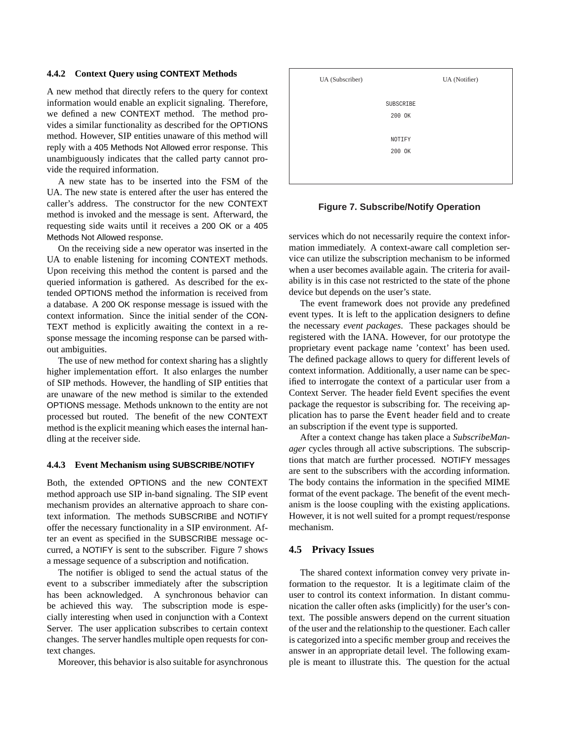#### 4.4.2 Context Query using CONTEXT Methods

A new method that directly refers to the query for context information would enable an explicit signaling. Therefore, we defined a new CONTEXT method. The method provides a similar functionality as described for the OPTIONS method. However, SIP entities unaware of this method will reply with a 405 Methods Not Allowed error response. This unambiguously indicates that the called party cannot provide the required information.

A new state has to be inserted into the FSM of the UA. The new state is entered after the user has entered the caller's address. The constructor for the new CONTEXT method is invoked and the message is sent. Afterward, the requesting side waits until it receives a 200 OK or a 405 Methods Not Allowed response.

On the receiving side a new operator was inserted in the UA to enable listening for incoming CONTEXT methods. Upon receiving this method the content is parsed and the queried information is gathered. As described for the extended OPTIONS method the information is received from a database. A 200 OK response message is issued with the context information. Since the initial sender of the CONTEXT method is explicitly awaiting the context in a response message the incoming response can be parsed without ambiguities.

The use of new method for context sharing has a slightly higher implementation effort. It also enlarges the number of SIP methods. However, the handling of SIP entities that are unaware of the new method is similar to the extended OPTIONS message. Methods unknown to the entity are not processed but routed. The benefit of the new CONTEXT method is the explicit meaning which eases the internal handling at the receiver side.

#### 4.4.3 Event Mechanism using SUBSCRIBE/NOTIFY

Both, the extended OPTIONS and the new CONTEXT method approach use SIP in-band signaling. The SIP event mechanism provides an alternative approach to share context information. The methods SUBSCRIBE and NOTIFY offer the necessary functionality in a SIP environment. After an event as specified in the SUBSCRIBE message occurred, a NOTIFY is sent to the subscriber. Figure 7 shows a message sequence of a subscription and notification.

The notifier is obliged to send the actual status of the event to a subscriber immediately after the subscription has been acknowledged. A synchronous behavior can be achieved this way. The subscription mode is especially interesting when used in conjunction with a Context Server. The user application subscribes to certain context changes. The server handles multiple open requests for context changes.

Moreover, this behavior is also suitable for asynchronous services which do not necessarily require the context information immediately. A context-aware call completion service can utilize the subscription mechanism to be informed when a user becomes available again. The criteria for availability is in this case not restricted to the state of the phone device but depends on the user's state.

```
UA (Subscriber)                          UA (Notifier)

                  SUBSCRIBE
                  200 OK

                  NOTIFY
                  200 OK
```

**Figure 7. Subscribe/Notify Operation**

The event framework does not provide any predefined event types. It is left to the application designers to define the necessary *event packages*. These packages should be registered with the IANA. However, for our prototype the proprietary event package name 'context' has been used. The defined package allows to query for different levels of context information. Additionally, a user name can be specified to interrogate the context of a particular user from a Context Server. The header field Event specifies the event package the requestor is subscribing for. The receiving application has to parse the Event header field and to create an subscription if the event type is supported.

After a context change has taken place a *SubscribeManager* cycles through all active subscriptions. The subscriptions that match are further processed. NOTIFY messages are sent to the subscribers with the according information. The body contains the information in the specified MIME format of the event package. The benefit of the event mechanism is the loose coupling with the existing applications. However, it is not well suited for a prompt request/response mechanism.

### 4.5 Privacy Issues

The shared context information convey very private information to the requestor. It is a legitimate claim of the user to control its context information. In distant communication the caller often asks (implicitly) for the user's context. The possible answers depend on the current situation of the user and the relationship to the questioner. Each caller is categorized into a specific member group and receives the answer in an appropriate detail level. The following example is meant to illustrate this. The question for the actual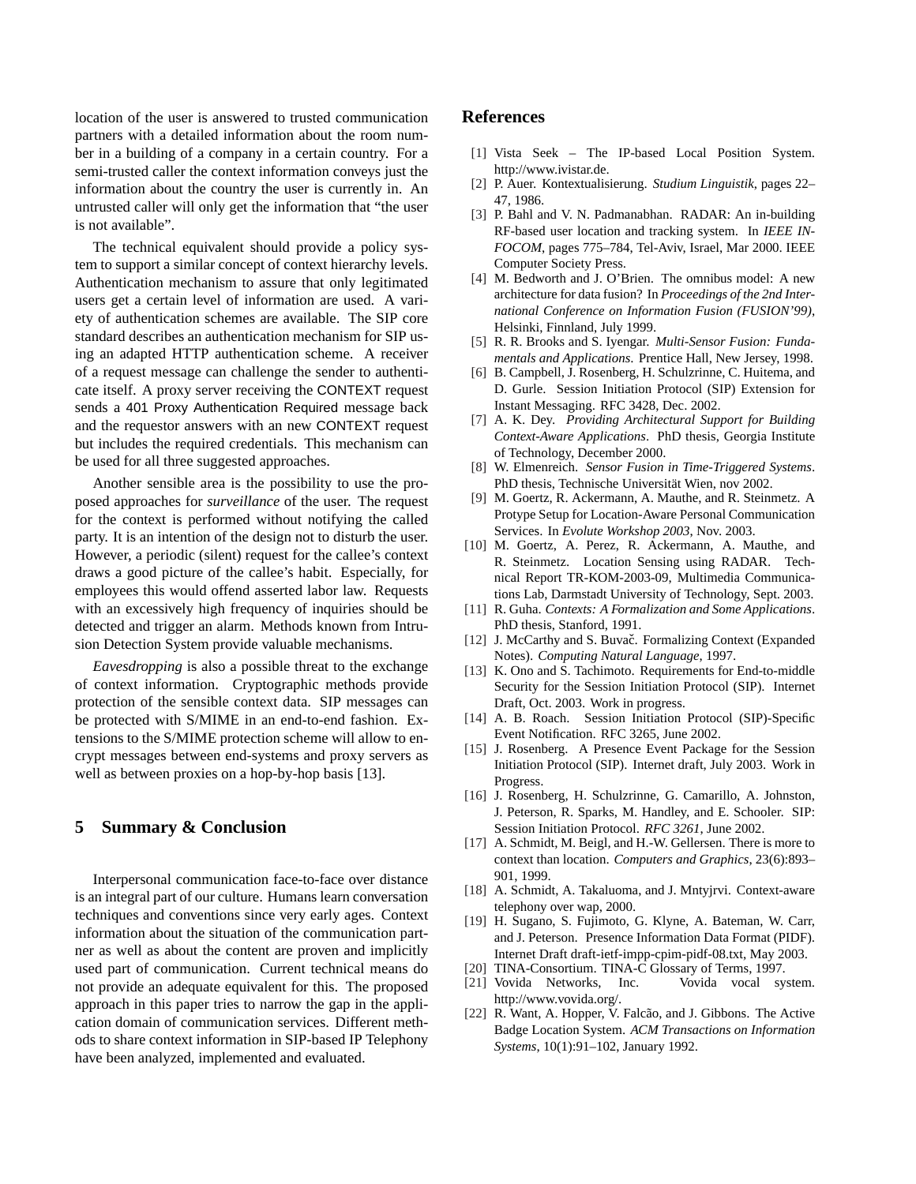location of the user is answered to trusted communication partners with a detailed information about the room number in a building of a company in a certain country. For a semi-trusted caller the context information conveys just the information about the country the user is currently in. An untrusted caller will only get the information that "the user is not available".

The technical equivalent should provide a policy system to support a similar concept of context hierarchy levels. Authentication mechanism to assure that only legitimated users get a certain level of information are used. A variety of authentication schemes are available. The SIP core standard describes an authentication mechanism for SIP using an adapted HTTP authentication scheme. A receiver of a request message can challenge the sender to authenticate itself. A proxy server receiving the CONTEXT request sends a 401 Proxy Authentication Required message back and the requestor answers with an new CONTEXT request but includes the required credentials. This mechanism can be used for all three suggested approaches.

Another sensible area is the possibility to use the proposed approaches for *surveillance* of the user. The request for the context is performed without notifying the called party. It is an intention of the design not to disturb the user. However, a periodic (silent) request for the callee's context draws a good picture of the callee's habit. Especially, for employees this would offend asserted labor law. Requests with an excessively high frequency of inquiries should be detected and trigger an alarm. Methods known from Intrusion Detection System provide valuable mechanisms.

*Eavesdropping* is also a possible threat to the exchange of context information. Cryptographic methods provide protection of the sensible context data. SIP messages can be protected with S/MIME in an end-to-end fashion. Extensions to the S/MIME protection scheme will allow to encrypt messages between end-systems and proxy servers as well as between proxies on a hop-by-hop basis [13].

## 5 Summary & Conclusion

Interpersonal communication face-to-face over distance is an integral part of our culture. Humans learn conversation techniques and conventions since very early ages. Context information about the situation of the communication partner as well as about the content are proven and implicitly used part of communication. Current technical means do not provide an adequate equivalent for this. The proposed approach in this paper tries to narrow the gap in the application domain of communication services. Different methods to share context information in SIP-based IP Telephony have been analyzed, implemented and evaluated.

## References

[1] Vista Seek – The IP-based Local Position System. http://www.ivistar.de.

[2] P. Auer. Kontextualisierung. *Studium Linguistik*, pages 22–47, 1986.

[3] P. Bahl and V. N. Padmanabhan. RADAR: An in-building RF-based user location and tracking system. In *IEEE INFOCOM*, pages 775–784, Tel-Aviv, Israel, Mar 2000. IEEE Computer Society Press.

[4] M. Bedworth and J. O'Brien. The omnibus model: A new architecture for data fusion? In *Proceedings of the 2nd International Conference on Information Fusion (FUSION'99)*, Helsinki, Finnland, July 1999.

[5] R. R. Brooks and S. Iyengar. *Multi-Sensor Fusion: Fundamentals and Applications*. Prentice Hall, New Jersey, 1998.

[6] B. Campbell, J. Rosenberg, H. Schulzrinne, C. Huitema, and D. Gurle. Session Initiation Protocol (SIP) Extension for Instant Messaging. RFC 3428, Dec. 2002.

[7] A. K. Dey. *Providing Architectural Support for Building Context-Aware Applications*. PhD thesis, Georgia Institute of Technology, December 2000.

[8] W. Elmenreich. *Sensor Fusion in Time-Triggered Systems*. PhD thesis, Technische Universität Wien, nov 2002.

[9] M. Goertz, R. Ackermann, A. Mauthe, and R. Steinmetz. A Protype Setup for Location-Aware Personal Communication Services. In *Evolute Workshop 2003*, Nov. 2003.

[10] M. Goertz, A. Perez, R. Ackermann, A. Mauthe, and R. Steinmetz. Location Sensing using RADAR. Technical Report TR-KOM-2003-09, Multimedia Communications Lab, Darmstadt University of Technology, Sept. 2003.

[11] R. Guha. *Contexts: A Formalization and Some Applications*. PhD thesis, Stanford, 1991.

[12] J. McCarthy and S. Buvač. Formalizing Context (Expanded Notes). *Computing Natural Language*, 1997.

[13] K. Ono and S. Tachimoto. Requirements for End-to-middle Security for the Session Initiation Protocol (SIP). Internet Draft, Oct. 2003. Work in progress.

[14] A. B. Roach. Session Initiation Protocol (SIP)-Specific Event Notification. RFC 3265, June 2002.

[15] J. Rosenberg. A Presence Event Package for the Session Initiation Protocol (SIP). Internet draft, July 2003. Work in Progress.

[16] J. Rosenberg, H. Schulzrinne, G. Camarillo, A. Johnston, J. Peterson, R. Sparks, M. Handley, and E. Schooler. SIP: Session Initiation Protocol. *RFC 3261*, June 2002.

[17] A. Schmidt, M. Beigl, and H.-W. Gellersen. There is more to context than location. *Computers and Graphics*, 23(6):893–901, 1999.

[18] A. Schmidt, A. Takaluoma, and J. Mntyjrvi. Context-aware telephony over wap, 2000.

[19] H. Sugano, S. Fujimoto, G. Klyne, A. Bateman, W. Carr, and J. Peterson. Presence Information Data Format (PIDF). Internet Draft draft-ietf-impp-cpim-pidf-08.txt, May 2003.

[20] TINA-Consortium. TINA-C Glossary of Terms, 1997.

[21] Vovida Networks, Inc. Vovida vocal system. http://www.vovida.org/.

[22] R. Want, A. Hopper, V. Falcão, and J. Gibbons. The Active Badge Location System. *ACM Transactions on Information Systems*, 10(1):91–102, January 1992.